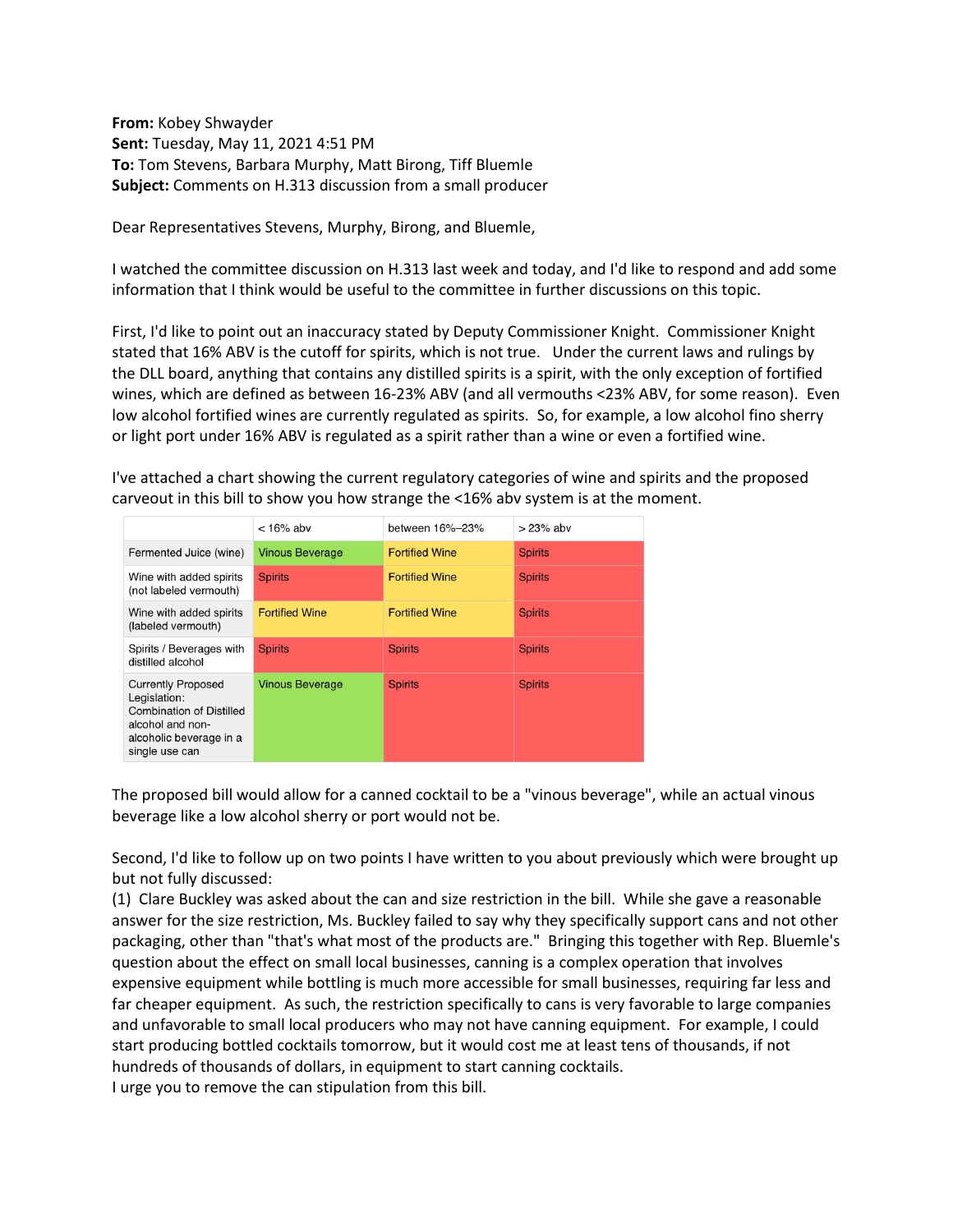**From:** Kobey Shwayder
**Sent:** Tuesday, May 11, 2021 4:51 PM
**To:** Tom Stevens, Barbara Murphy, Matt Birong, Tiff Bluemle
**Subject:** Comments on H.313 discussion from a small producer

Dear Representatives Stevens, Murphy, Birong, and Bluemle,

I watched the committee discussion on H.313 last week and today, and I'd like to respond and add some information that I think would be useful to the committee in further discussions on this topic.

First, I'd like to point out an inaccuracy stated by Deputy Commissioner Knight. Commissioner Knight stated that 16% ABV is the cutoff for spirits, which is not true. Under the current laws and rulings by the DLL board, anything that contains any distilled spirits is a spirit, with the only exception of fortified wines, which are defined as between 16-23% ABV (and all vermouths <23% ABV, for some reason). Even low alcohol fortified wines are currently regulated as spirits. So, for example, a low alcohol fino sherry or light port under 16% ABV is regulated as a spirit rather than a wine or even a fortified wine.

I've attached a chart showing the current regulatory categories of wine and spirits and the proposed carveout in this bill to show you how strange the <16% abv system is at the moment.

| | < 16% abv | between 16%–23% | > 23% abv |
|---|---|---|---|
| Fermented Juice (wine) | Vinous Beverage | Fortified Wine | Spirits |
| Wine with added spirits (not labeled vermouth) | Spirits | Fortified Wine | Spirits |
| Wine with added spirits (labeled vermouth) | Fortified Wine | Fortified Wine | Spirits |
| Spirits / Beverages with distilled alcohol | Spirits | Spirits | Spirits |
| Currently Proposed Legislation: Combination of Distilled alcohol and non-alcoholic beverage in a single use can | Vinous Beverage | Spirits | Spirits |

The proposed bill would allow for a canned cocktail to be a "vinous beverage", while an actual vinous beverage like a low alcohol sherry or port would not be.

Second, I'd like to follow up on two points I have written to you about previously which were brought up but not fully discussed:
(1) Clare Buckley was asked about the can and size restriction in the bill. While she gave a reasonable answer for the size restriction, Ms. Buckley failed to say why they specifically support cans and not other packaging, other than "that's what most of the products are." Bringing this together with Rep. Bluemle's question about the effect on small local businesses, canning is a complex operation that involves expensive equipment while bottling is much more accessible for small businesses, requiring far less and far cheaper equipment. As such, the restriction specifically to cans is very favorable to large companies and unfavorable to small local producers who may not have canning equipment. For example, I could start producing bottled cocktails tomorrow, but it would cost me at least tens of thousands, if not hundreds of thousands of dollars, in equipment to start canning cocktails.
I urge you to remove the can stipulation from this bill.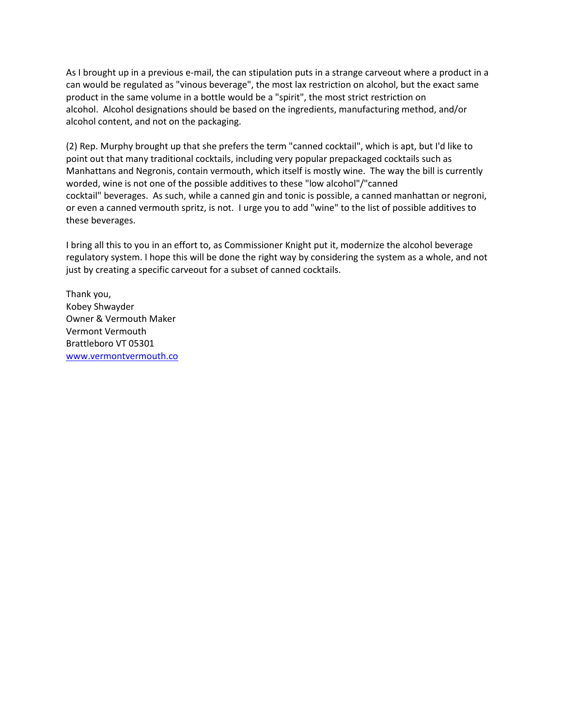As I brought up in a previous e-mail, the can stipulation puts in a strange carveout where a product in a can would be regulated as "vinous beverage", the most lax restriction on alcohol, but the exact same product in the same volume in a bottle would be a "spirit", the most strict restriction on alcohol. Alcohol designations should be based on the ingredients, manufacturing method, and/or alcohol content, and not on the packaging.

(2) Rep. Murphy brought up that she prefers the term "canned cocktail", which is apt, but I'd like to point out that many traditional cocktails, including very popular prepackaged cocktails such as Manhattans and Negronis, contain vermouth, which itself is mostly wine. The way the bill is currently worded, wine is not one of the possible additives to these "low alcohol"/"canned cocktail" beverages. As such, while a canned gin and tonic is possible, a canned manhattan or negroni, or even a canned vermouth spritz, is not. I urge you to add "wine" to the list of possible additives to these beverages.

I bring all this to you in an effort to, as Commissioner Knight put it, modernize the alcohol beverage regulatory system. I hope this will be done the right way by considering the system as a whole, and not just by creating a specific carveout for a subset of canned cocktails.

Thank you,  
Kobey Shwayder  
Owner & Vermouth Maker  
Vermont Vermouth  
Brattleboro VT 05301  
[www.vermontvermouth.co](http://www.vermontvermouth.co)